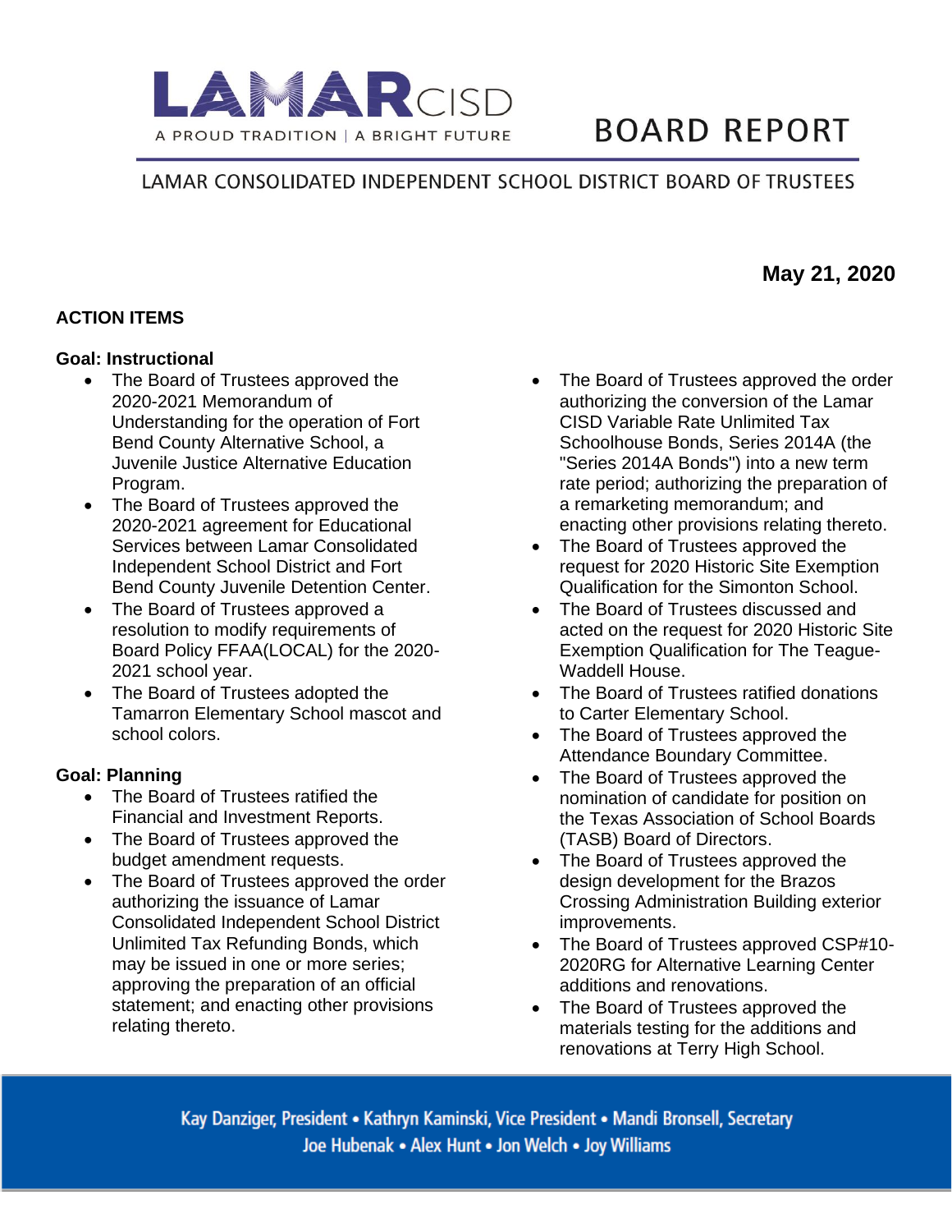# LAMAR CISD

A PROUD TRADITION | A BRIGHT FUTURE

# BOARD REPORT

LAMAR CONSOLIDATED INDEPENDENT SCHOOL DISTRICT BOARD OF TRUSTEES

**May 21, 2020**

## ACTION ITEMS

### Goal: Instructional

- The Board of Trustees approved the 2020-2021 Memorandum of Understanding for the operation of Fort Bend County Alternative School, a Juvenile Justice Alternative Education Program.
- The Board of Trustees approved the 2020-2021 agreement for Educational Services between Lamar Consolidated Independent School District and Fort Bend County Juvenile Detention Center.
- The Board of Trustees approved a resolution to modify requirements of Board Policy FFAA(LOCAL) for the 2020-2021 school year.
- The Board of Trustees adopted the Tamarron Elementary School mascot and school colors.

### Goal: Planning

- The Board of Trustees ratified the Financial and Investment Reports.
- The Board of Trustees approved the budget amendment requests.
- The Board of Trustees approved the order authorizing the issuance of Lamar Consolidated Independent School District Unlimited Tax Refunding Bonds, which may be issued in one or more series; approving the preparation of an official statement; and enacting other provisions relating thereto.
- The Board of Trustees approved the order authorizing the conversion of the Lamar CISD Variable Rate Unlimited Tax Schoolhouse Bonds, Series 2014A (the "Series 2014A Bonds") into a new term rate period; authorizing the preparation of a remarketing memorandum; and enacting other provisions relating thereto.
- The Board of Trustees approved the request for 2020 Historic Site Exemption Qualification for the Simonton School.
- The Board of Trustees discussed and acted on the request for 2020 Historic Site Exemption Qualification for The Teague-Waddell House.
- The Board of Trustees ratified donations to Carter Elementary School.
- The Board of Trustees approved the Attendance Boundary Committee.
- The Board of Trustees approved the nomination of candidate for position on the Texas Association of School Boards (TASB) Board of Directors.
- The Board of Trustees approved the design development for the Brazos Crossing Administration Building exterior improvements.
- The Board of Trustees approved CSP#10-2020RG for Alternative Learning Center additions and renovations.
- The Board of Trustees approved the materials testing for the additions and renovations at Terry High School.

Kay Danziger, President • Kathryn Kaminski, Vice President • Mandi Bronsell, Secretary
Joe Hubenak • Alex Hunt • Jon Welch • Joy Williams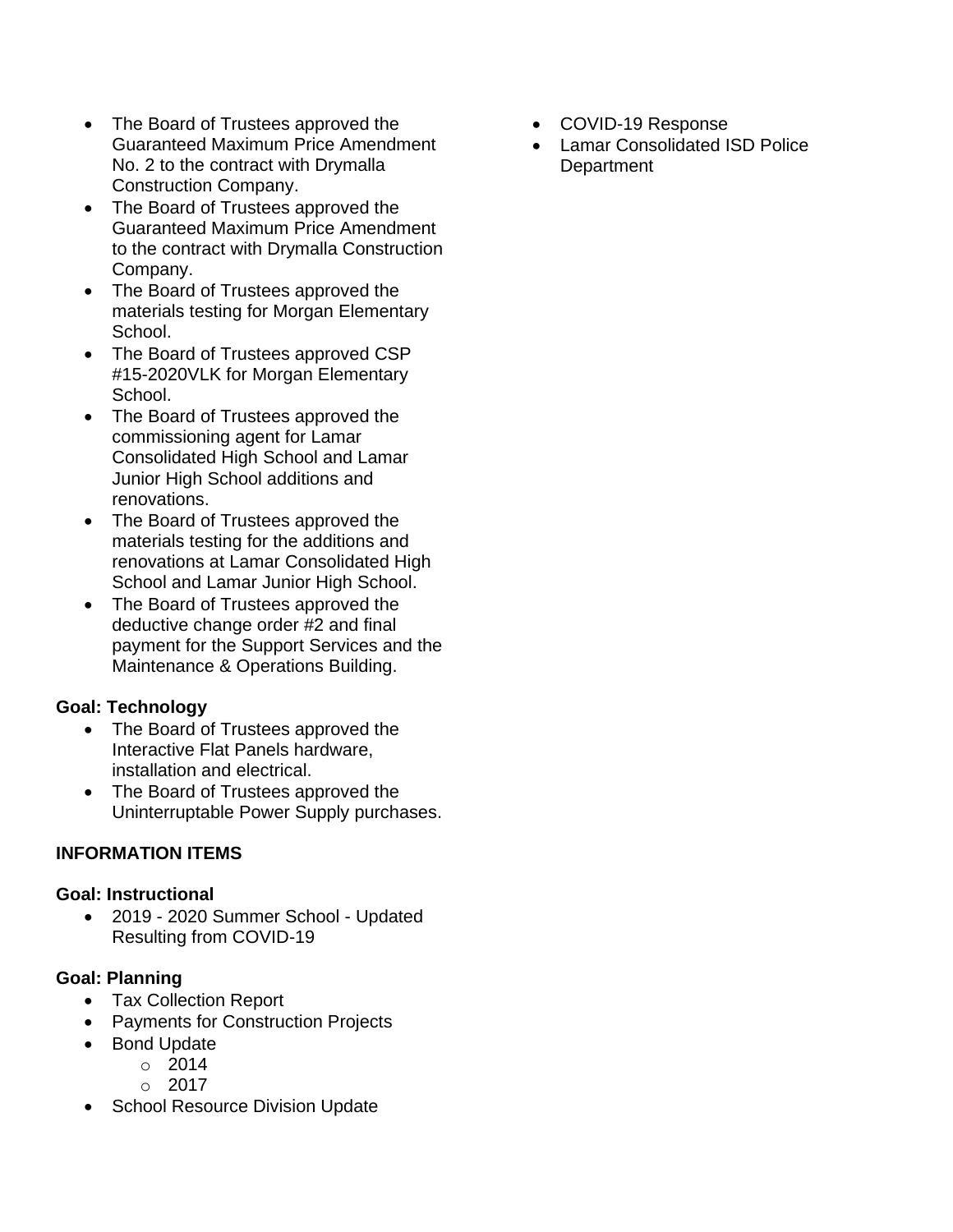- The Board of Trustees approved the Guaranteed Maximum Price Amendment No. 2 to the contract with Drymalla Construction Company.
- The Board of Trustees approved the Guaranteed Maximum Price Amendment to the contract with Drymalla Construction Company.
- The Board of Trustees approved the materials testing for Morgan Elementary School.
- The Board of Trustees approved CSP #15-2020VLK for Morgan Elementary School.
- The Board of Trustees approved the commissioning agent for Lamar Consolidated High School and Lamar Junior High School additions and renovations.
- The Board of Trustees approved the materials testing for the additions and renovations at Lamar Consolidated High School and Lamar Junior High School.
- The Board of Trustees approved the deductive change order #2 and final payment for the Support Services and the Maintenance & Operations Building.

**Goal: Technology**

- The Board of Trustees approved the Interactive Flat Panels hardware, installation and electrical.
- The Board of Trustees approved the Uninterruptable Power Supply purchases.

**INFORMATION ITEMS**

**Goal: Instructional**

- 2019 - 2020 Summer School - Updated Resulting from COVID-19

**Goal: Planning**

- Tax Collection Report
- Payments for Construction Projects
- Bond Update
  - 2014
  - 2017
- School Resource Division Update
- COVID-19 Response
- Lamar Consolidated ISD Police Department